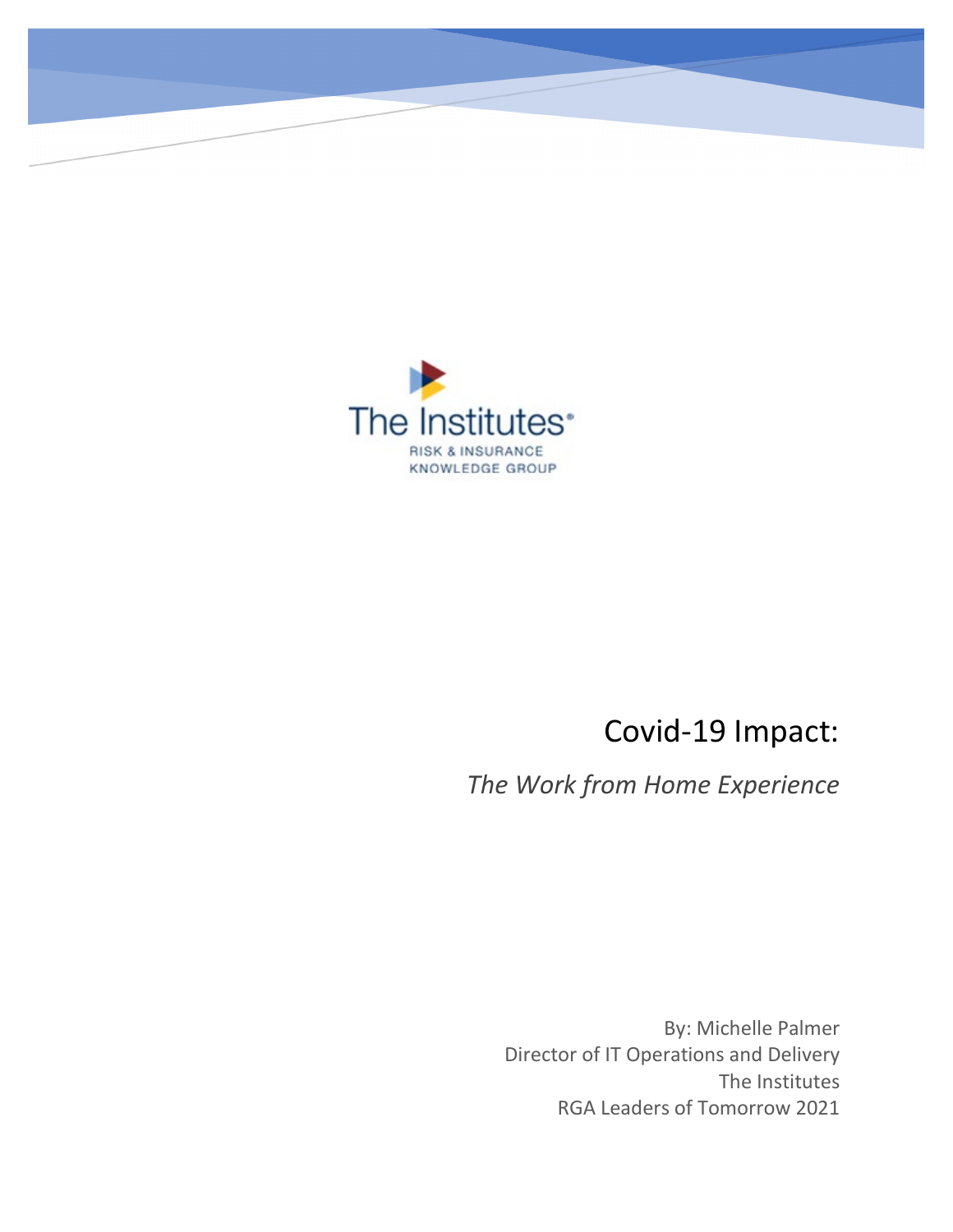The Institutes®

RISK & INSURANCE
KNOWLEDGE GROUP

# Covid-19 Impact:

*The Work from Home Experience*

By: Michelle Palmer
Director of IT Operations and Delivery
The Institutes
RGA Leaders of Tomorrow 2021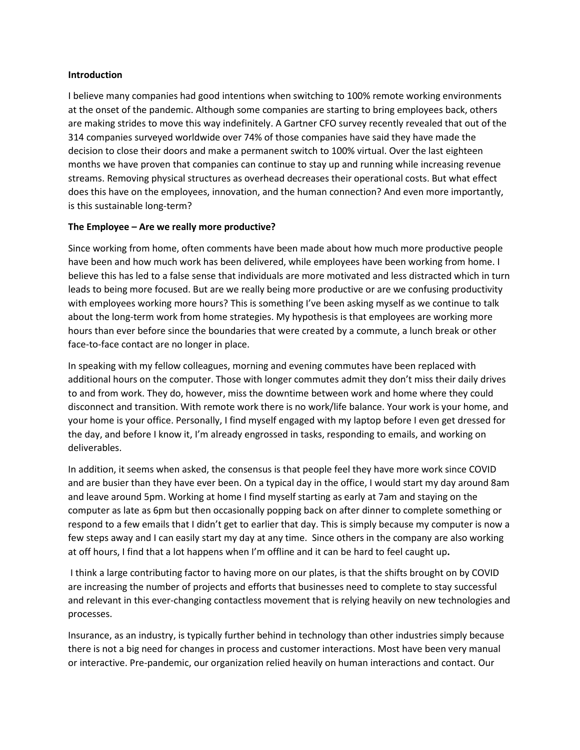**Introduction**

I believe many companies had good intentions when switching to 100% remote working environments at the onset of the pandemic. Although some companies are starting to bring employees back, others are making strides to move this way indefinitely. A Gartner CFO survey recently revealed that out of the 314 companies surveyed worldwide over 74% of those companies have said they have made the decision to close their doors and make a permanent switch to 100% virtual. Over the last eighteen months we have proven that companies can continue to stay up and running while increasing revenue streams. Removing physical structures as overhead decreases their operational costs. But what effect does this have on the employees, innovation, and the human connection? And even more importantly, is this sustainable long-term?

**The Employee – Are we really more productive?**

Since working from home, often comments have been made about how much more productive people have been and how much work has been delivered, while employees have been working from home. I believe this has led to a false sense that individuals are more motivated and less distracted which in turn leads to being more focused. But are we really being more productive or are we confusing productivity with employees working more hours? This is something I've been asking myself as we continue to talk about the long-term work from home strategies. My hypothesis is that employees are working more hours than ever before since the boundaries that were created by a commute, a lunch break or other face-to-face contact are no longer in place.

In speaking with my fellow colleagues, morning and evening commutes have been replaced with additional hours on the computer. Those with longer commutes admit they don't miss their daily drives to and from work. They do, however, miss the downtime between work and home where they could disconnect and transition. With remote work there is no work/life balance. Your work is your home, and your home is your office. Personally, I find myself engaged with my laptop before I even get dressed for the day, and before I know it, I'm already engrossed in tasks, responding to emails, and working on deliverables.

In addition, it seems when asked, the consensus is that people feel they have more work since COVID and are busier than they have ever been. On a typical day in the office, I would start my day around 8am and leave around 5pm. Working at home I find myself starting as early at 7am and staying on the computer as late as 6pm but then occasionally popping back on after dinner to complete something or respond to a few emails that I didn't get to earlier that day. This is simply because my computer is now a few steps away and I can easily start my day at any time. Since others in the company are also working at off hours, I find that a lot happens when I'm offline and it can be hard to feel caught up**.**

I think a large contributing factor to having more on our plates, is that the shifts brought on by COVID are increasing the number of projects and efforts that businesses need to complete to stay successful and relevant in this ever-changing contactless movement that is relying heavily on new technologies and processes.

Insurance, as an industry, is typically further behind in technology than other industries simply because there is not a big need for changes in process and customer interactions. Most have been very manual or interactive. Pre-pandemic, our organization relied heavily on human interactions and contact. Our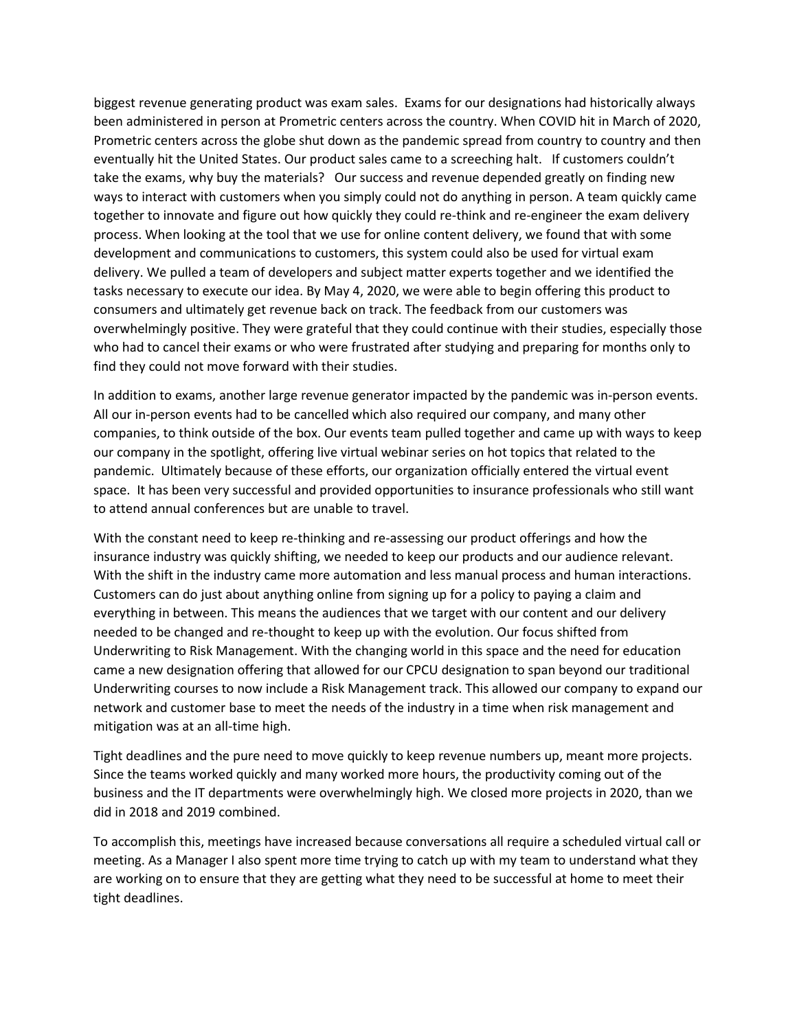biggest revenue generating product was exam sales. Exams for our designations had historically always been administered in person at Prometric centers across the country. When COVID hit in March of 2020, Prometric centers across the globe shut down as the pandemic spread from country to country and then eventually hit the United States. Our product sales came to a screeching halt. If customers couldn't take the exams, why buy the materials? Our success and revenue depended greatly on finding new ways to interact with customers when you simply could not do anything in person. A team quickly came together to innovate and figure out how quickly they could re-think and re-engineer the exam delivery process. When looking at the tool that we use for online content delivery, we found that with some development and communications to customers, this system could also be used for virtual exam delivery. We pulled a team of developers and subject matter experts together and we identified the tasks necessary to execute our idea. By May 4, 2020, we were able to begin offering this product to consumers and ultimately get revenue back on track. The feedback from our customers was overwhelmingly positive. They were grateful that they could continue with their studies, especially those who had to cancel their exams or who were frustrated after studying and preparing for months only to find they could not move forward with their studies.

In addition to exams, another large revenue generator impacted by the pandemic was in-person events. All our in-person events had to be cancelled which also required our company, and many other companies, to think outside of the box. Our events team pulled together and came up with ways to keep our company in the spotlight, offering live virtual webinar series on hot topics that related to the pandemic. Ultimately because of these efforts, our organization officially entered the virtual event space. It has been very successful and provided opportunities to insurance professionals who still want to attend annual conferences but are unable to travel.

With the constant need to keep re-thinking and re-assessing our product offerings and how the insurance industry was quickly shifting, we needed to keep our products and our audience relevant. With the shift in the industry came more automation and less manual process and human interactions. Customers can do just about anything online from signing up for a policy to paying a claim and everything in between. This means the audiences that we target with our content and our delivery needed to be changed and re-thought to keep up with the evolution. Our focus shifted from Underwriting to Risk Management. With the changing world in this space and the need for education came a new designation offering that allowed for our CPCU designation to span beyond our traditional Underwriting courses to now include a Risk Management track. This allowed our company to expand our network and customer base to meet the needs of the industry in a time when risk management and mitigation was at an all-time high.

Tight deadlines and the pure need to move quickly to keep revenue numbers up, meant more projects. Since the teams worked quickly and many worked more hours, the productivity coming out of the business and the IT departments were overwhelmingly high. We closed more projects in 2020, than we did in 2018 and 2019 combined.

To accomplish this, meetings have increased because conversations all require a scheduled virtual call or meeting. As a Manager I also spent more time trying to catch up with my team to understand what they are working on to ensure that they are getting what they need to be successful at home to meet their tight deadlines.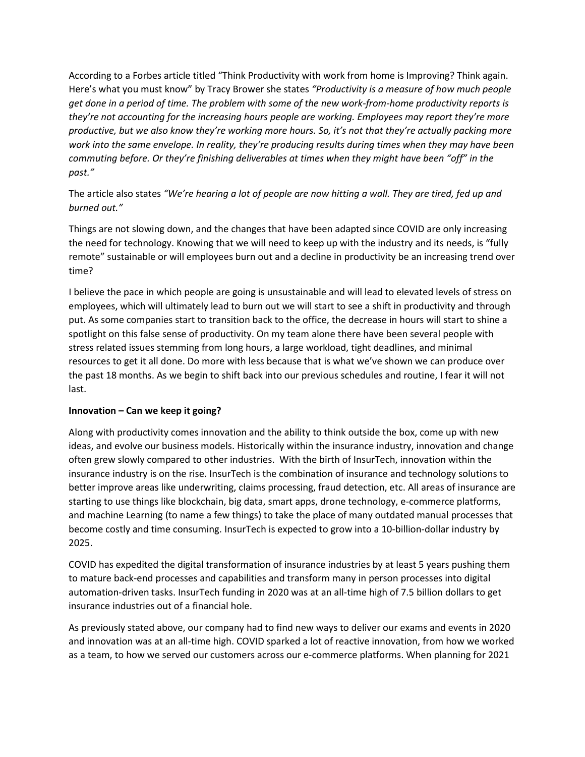According to a Forbes article titled "Think Productivity with work from home is Improving? Think again. Here's what you must know" by Tracy Brower she states *"Productivity is a measure of how much people get done in a period of time. The problem with some of the new work-from-home productivity reports is they're not accounting for the increasing hours people are working. Employees may report they're more productive, but we also know they're working more hours. So, it's not that they're actually packing more work into the same envelope. In reality, they're producing results during times when they may have been commuting before. Or they're finishing deliverables at times when they might have been "off" in the past."*

The article also states *"We're hearing a lot of people are now hitting a wall. They are tired, fed up and burned out."*

Things are not slowing down, and the changes that have been adapted since COVID are only increasing the need for technology. Knowing that we will need to keep up with the industry and its needs, is "fully remote" sustainable or will employees burn out and a decline in productivity be an increasing trend over time?

I believe the pace in which people are going is unsustainable and will lead to elevated levels of stress on employees, which will ultimately lead to burn out we will start to see a shift in productivity and through put. As some companies start to transition back to the office, the decrease in hours will start to shine a spotlight on this false sense of productivity. On my team alone there have been several people with stress related issues stemming from long hours, a large workload, tight deadlines, and minimal resources to get it all done. Do more with less because that is what we've shown we can produce over the past 18 months. As we begin to shift back into our previous schedules and routine, I fear it will not last.

**Innovation – Can we keep it going?**

Along with productivity comes innovation and the ability to think outside the box, come up with new ideas, and evolve our business models. Historically within the insurance industry, innovation and change often grew slowly compared to other industries. With the birth of InsurTech, innovation within the insurance industry is on the rise. InsurTech is the combination of insurance and technology solutions to better improve areas like underwriting, claims processing, fraud detection, etc. All areas of insurance are starting to use things like blockchain, big data, smart apps, drone technology, e-commerce platforms, and machine Learning (to name a few things) to take the place of many outdated manual processes that become costly and time consuming. InsurTech is expected to grow into a 10-billion-dollar industry by 2025.

COVID has expedited the digital transformation of insurance industries by at least 5 years pushing them to mature back-end processes and capabilities and transform many in person processes into digital automation-driven tasks. InsurTech funding in 2020 was at an all-time high of 7.5 billion dollars to get insurance industries out of a financial hole.

As previously stated above, our company had to find new ways to deliver our exams and events in 2020 and innovation was at an all-time high. COVID sparked a lot of reactive innovation, from how we worked as a team, to how we served our customers across our e-commerce platforms. When planning for 2021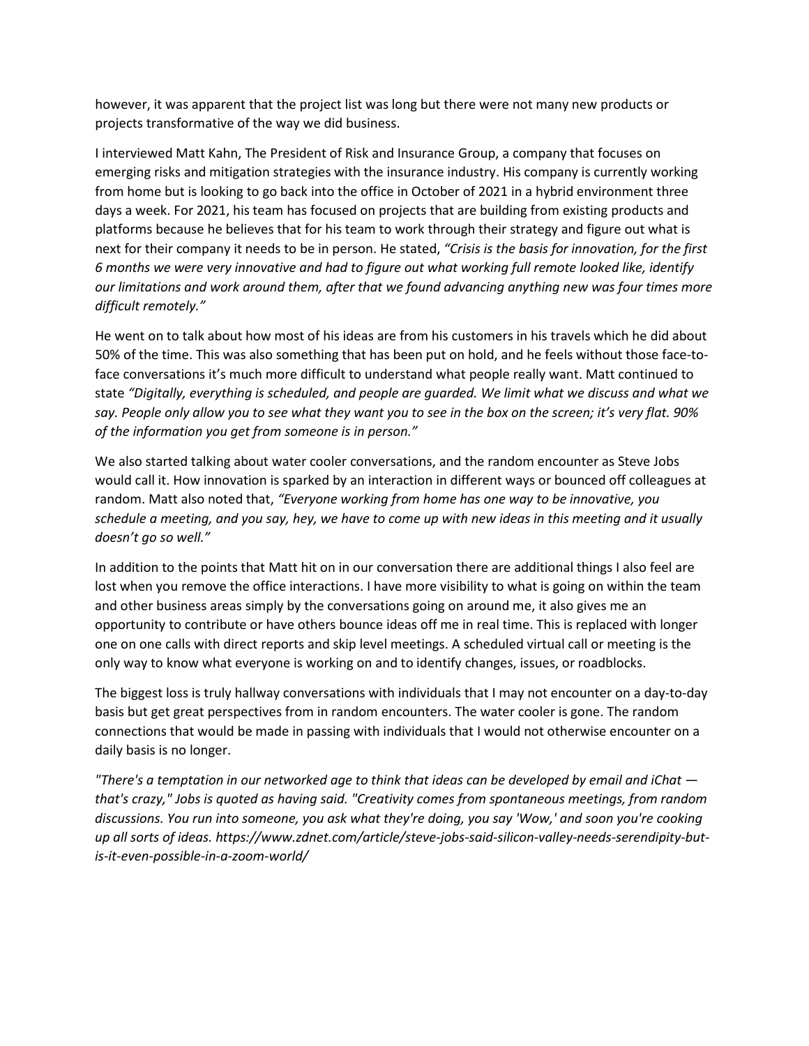however, it was apparent that the project list was long but there were not many new products or projects transformative of the way we did business.

I interviewed Matt Kahn, The President of Risk and Insurance Group, a company that focuses on emerging risks and mitigation strategies with the insurance industry. His company is currently working from home but is looking to go back into the office in October of 2021 in a hybrid environment three days a week. For 2021, his team has focused on projects that are building from existing products and platforms because he believes that for his team to work through their strategy and figure out what is next for their company it needs to be in person. He stated, *"Crisis is the basis for innovation, for the first 6 months we were very innovative and had to figure out what working full remote looked like, identify our limitations and work around them, after that we found advancing anything new was four times more difficult remotely."*

He went on to talk about how most of his ideas are from his customers in his travels which he did about 50% of the time. This was also something that has been put on hold, and he feels without those face-to-face conversations it's much more difficult to understand what people really want. Matt continued to state *"Digitally, everything is scheduled, and people are guarded. We limit what we discuss and what we say. People only allow you to see what they want you to see in the box on the screen; it's very flat. 90% of the information you get from someone is in person."*

We also started talking about water cooler conversations, and the random encounter as Steve Jobs would call it. How innovation is sparked by an interaction in different ways or bounced off colleagues at random. Matt also noted that, *"Everyone working from home has one way to be innovative, you schedule a meeting, and you say, hey, we have to come up with new ideas in this meeting and it usually doesn't go so well."*

In addition to the points that Matt hit on in our conversation there are additional things I also feel are lost when you remove the office interactions. I have more visibility to what is going on within the team and other business areas simply by the conversations going on around me, it also gives me an opportunity to contribute or have others bounce ideas off me in real time. This is replaced with longer one on one calls with direct reports and skip level meetings. A scheduled virtual call or meeting is the only way to know what everyone is working on and to identify changes, issues, or roadblocks.

The biggest loss is truly hallway conversations with individuals that I may not encounter on a day-to-day basis but get great perspectives from in random encounters. The water cooler is gone. The random connections that would be made in passing with individuals that I would not otherwise encounter on a daily basis is no longer.

*"There's a temptation in our networked age to think that ideas can be developed by email and iChat — that's crazy," Jobs is quoted as having said. "Creativity comes from spontaneous meetings, from random discussions. You run into someone, you ask what they're doing, you say 'Wow,' and soon you're cooking up all sorts of ideas. https://www.zdnet.com/article/steve-jobs-said-silicon-valley-needs-serendipity-but-is-it-even-possible-in-a-zoom-world/*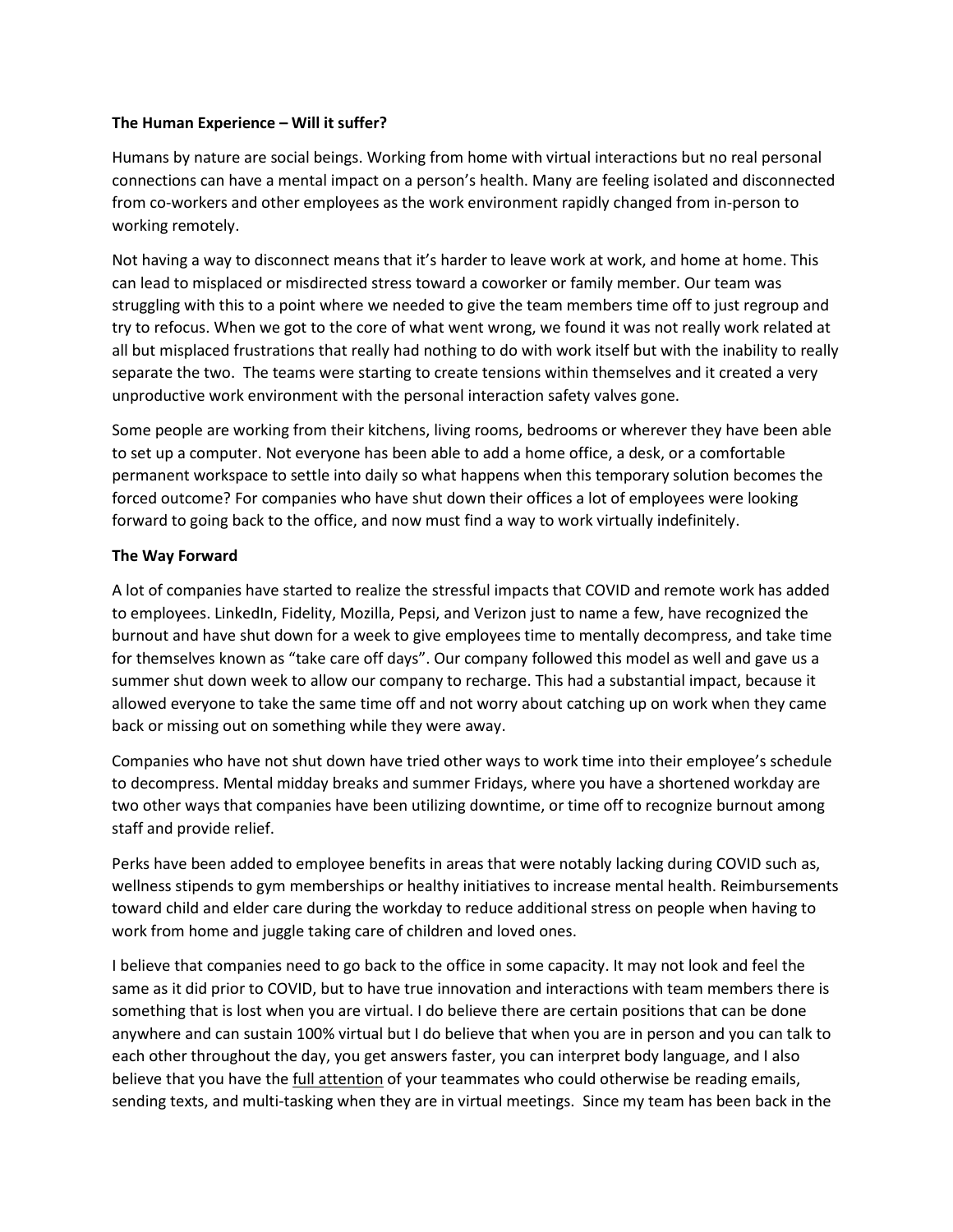**The Human Experience – Will it suffer?**

Humans by nature are social beings. Working from home with virtual interactions but no real personal connections can have a mental impact on a person's health. Many are feeling isolated and disconnected from co-workers and other employees as the work environment rapidly changed from in-person to working remotely.

Not having a way to disconnect means that it's harder to leave work at work, and home at home. This can lead to misplaced or misdirected stress toward a coworker or family member. Our team was struggling with this to a point where we needed to give the team members time off to just regroup and try to refocus. When we got to the core of what went wrong, we found it was not really work related at all but misplaced frustrations that really had nothing to do with work itself but with the inability to really separate the two. The teams were starting to create tensions within themselves and it created a very unproductive work environment with the personal interaction safety valves gone.

Some people are working from their kitchens, living rooms, bedrooms or wherever they have been able to set up a computer. Not everyone has been able to add a home office, a desk, or a comfortable permanent workspace to settle into daily so what happens when this temporary solution becomes the forced outcome? For companies who have shut down their offices a lot of employees were looking forward to going back to the office, and now must find a way to work virtually indefinitely.

**The Way Forward**

A lot of companies have started to realize the stressful impacts that COVID and remote work has added to employees. LinkedIn, Fidelity, Mozilla, Pepsi, and Verizon just to name a few, have recognized the burnout and have shut down for a week to give employees time to mentally decompress, and take time for themselves known as "take care off days". Our company followed this model as well and gave us a summer shut down week to allow our company to recharge. This had a substantial impact, because it allowed everyone to take the same time off and not worry about catching up on work when they came back or missing out on something while they were away.

Companies who have not shut down have tried other ways to work time into their employee's schedule to decompress. Mental midday breaks and summer Fridays, where you have a shortened workday are two other ways that companies have been utilizing downtime, or time off to recognize burnout among staff and provide relief.

Perks have been added to employee benefits in areas that were notably lacking during COVID such as, wellness stipends to gym memberships or healthy initiatives to increase mental health. Reimbursements toward child and elder care during the workday to reduce additional stress on people when having to work from home and juggle taking care of children and loved ones.

I believe that companies need to go back to the office in some capacity. It may not look and feel the same as it did prior to COVID, but to have true innovation and interactions with team members there is something that is lost when you are virtual. I do believe there are certain positions that can be done anywhere and can sustain 100% virtual but I do believe that when you are in person and you can talk to each other throughout the day, you get answers faster, you can interpret body language, and I also believe that you have the full attention of your teammates who could otherwise be reading emails, sending texts, and multi-tasking when they are in virtual meetings. Since my team has been back in the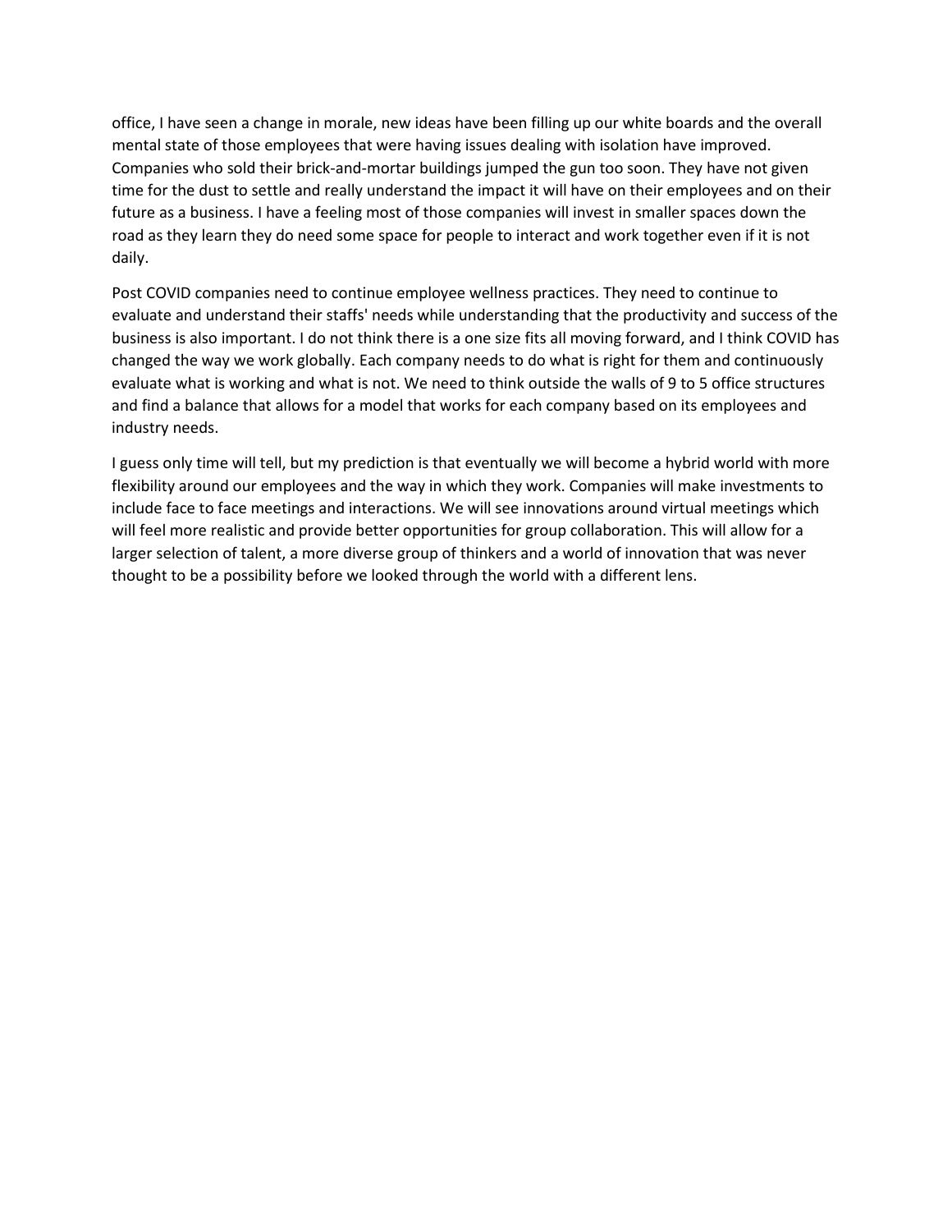office, I have seen a change in morale, new ideas have been filling up our white boards and the overall mental state of those employees that were having issues dealing with isolation have improved. Companies who sold their brick-and-mortar buildings jumped the gun too soon. They have not given time for the dust to settle and really understand the impact it will have on their employees and on their future as a business. I have a feeling most of those companies will invest in smaller spaces down the road as they learn they do need some space for people to interact and work together even if it is not daily.

Post COVID companies need to continue employee wellness practices. They need to continue to evaluate and understand their staffs' needs while understanding that the productivity and success of the business is also important. I do not think there is a one size fits all moving forward, and I think COVID has changed the way we work globally. Each company needs to do what is right for them and continuously evaluate what is working and what is not. We need to think outside the walls of 9 to 5 office structures and find a balance that allows for a model that works for each company based on its employees and industry needs.

I guess only time will tell, but my prediction is that eventually we will become a hybrid world with more flexibility around our employees and the way in which they work. Companies will make investments to include face to face meetings and interactions. We will see innovations around virtual meetings which will feel more realistic and provide better opportunities for group collaboration. This will allow for a larger selection of talent, a more diverse group of thinkers and a world of innovation that was never thought to be a possibility before we looked through the world with a different lens.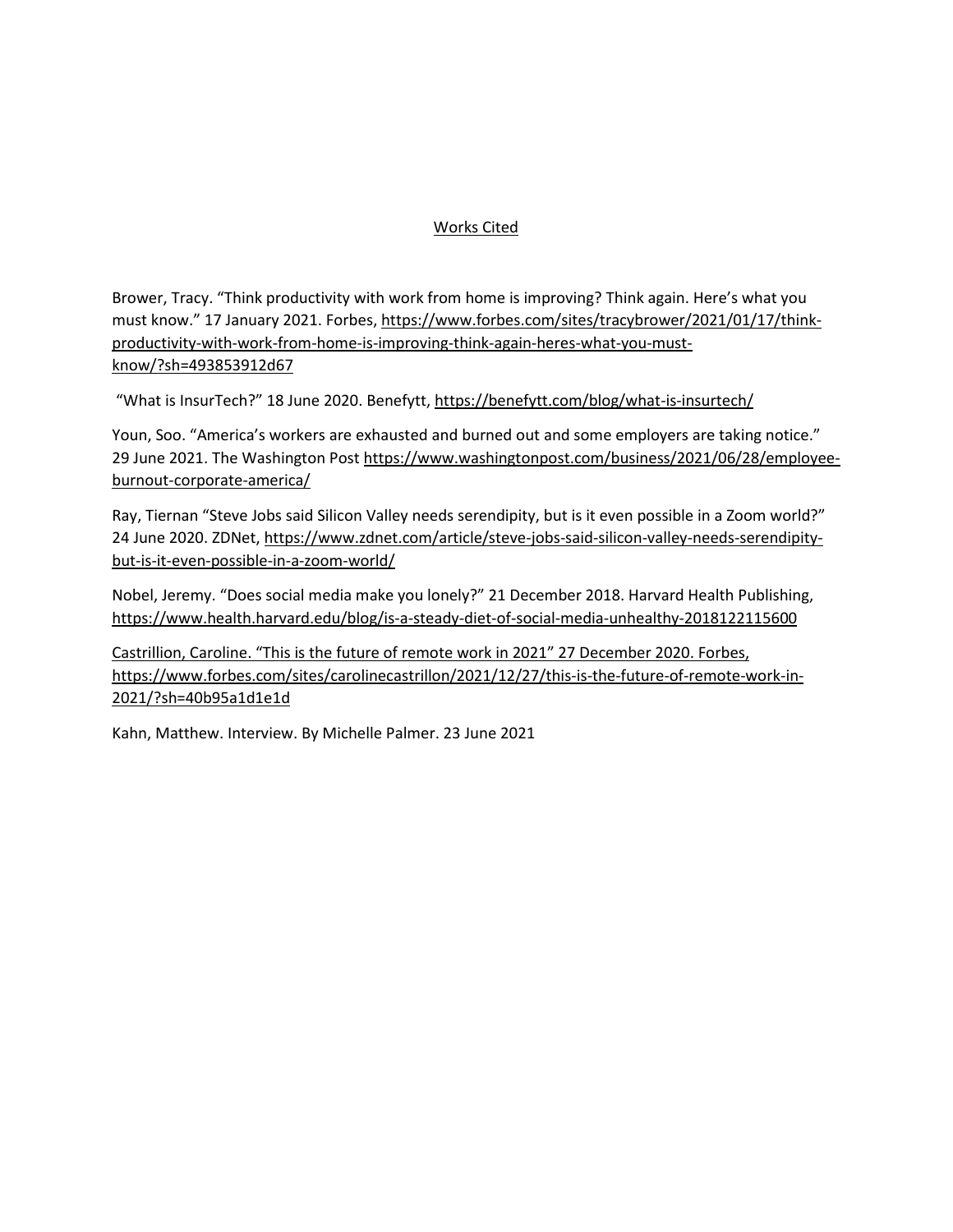# Works Cited

Brower, Tracy. “Think productivity with work from home is improving? Think again. Here’s what you must know.” 17 January 2021. Forbes, https://www.forbes.com/sites/tracybrower/2021/01/17/think-productivity-with-work-from-home-is-improving-think-again-heres-what-you-must-know/?sh=493853912d67

“What is InsurTech?” 18 June 2020. Benefytt, https://benefytt.com/blog/what-is-insurtech/

Youn, Soo. “America’s workers are exhausted and burned out and some employers are taking notice.” 29 June 2021. The Washington Post https://www.washingtonpost.com/business/2021/06/28/employee-burnout-corporate-america/

Ray, Tiernan “Steve Jobs said Silicon Valley needs serendipity, but is it even possible in a Zoom world?” 24 June 2020. ZDNet, https://www.zdnet.com/article/steve-jobs-said-silicon-valley-needs-serendipity-but-is-it-even-possible-in-a-zoom-world/

Nobel, Jeremy. “Does social media make you lonely?” 21 December 2018. Harvard Health Publishing, https://www.health.harvard.edu/blog/is-a-steady-diet-of-social-media-unhealthy-2018122115600

Castrillion, Caroline. “This is the future of remote work in 2021” 27 December 2020. Forbes, https://www.forbes.com/sites/carolinecastrillon/2021/12/27/this-is-the-future-of-remote-work-in-2021/?sh=40b95a1d1e1d

Kahn, Matthew. Interview. By Michelle Palmer. 23 June 2021